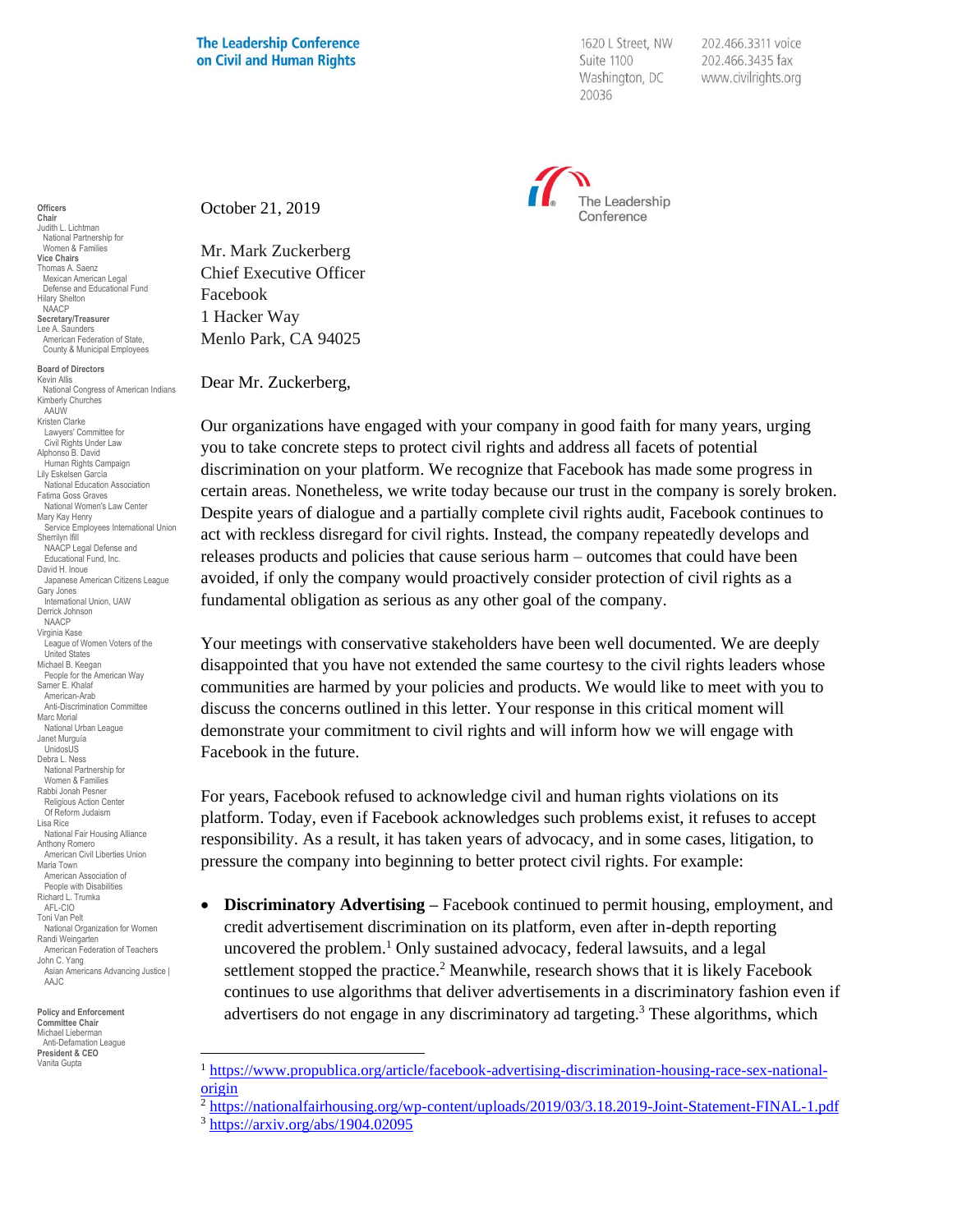**The Leadership Conference on Civil and Human Rights**

1620 L Street, NW
Suite 1100
Washington, DC
20036

202.466.3311 voice
202.466.3435 fax
www.civilrights.org

The Leadership Conference

**Officers**
**Chair**
Judith L. Lichtman
National Partnership for Women & Families
**Vice Chairs**
Thomas A. Saenz
Mexican American Legal Defense and Educational Fund
Hilary Shelton
NAACP
**Secretary/Treasurer**
Lee A. Saunders
American Federation of State, County & Municipal Employees

**Board of Directors**
Kevin Allis
National Congress of American Indians
Kimberly Churches
AAUW
Kristen Clarke
Lawyers' Committee for Civil Rights Under Law
Alphonso B. David
Human Rights Campaign
Lily Eskelsen García
National Education Association
Fatima Goss Graves
National Women's Law Center
Mary Kay Henry
Service Employees International Union
Sherrilyn Ifill
NAACP Legal Defense and Educational Fund, Inc.
David H. Inoue
Japanese American Citizens League
Gary Jones
International Union, UAW
Derrick Johnson
NAACP
Virginia Kase
League of Women Voters of the United States
Michael B. Keegan
People for the American Way
Samer E. Khalaf
American-Arab Anti-Discrimination Committee
Marc Morial
National Urban League
Janet Murguía
UnidosUS
Debra L. Ness
National Partnership for Women & Families
Rabbi Jonah Pesner
Religious Action Center Of Reform Judaism
Lisa Rice
National Fair Housing Alliance
Anthony Romero
American Civil Liberties Union
Maria Town
American Association of People with Disabilities
Richard L. Trumka
AFL-CIO
Toni Van Pelt
National Organization for Women
Randi Weingarten
American Federation of Teachers
John C. Yang
Asian Americans Advancing Justice | AAJC

**Policy and Enforcement Committee Chair**
Michael Lieberman
Anti-Defamation League
**President & CEO**
Vanita Gupta

October 21, 2019

Mr. Mark Zuckerberg
Chief Executive Officer
Facebook
1 Hacker Way
Menlo Park, CA 94025

Dear Mr. Zuckerberg,

Our organizations have engaged with your company in good faith for many years, urging you to take concrete steps to protect civil rights and address all facets of potential discrimination on your platform. We recognize that Facebook has made some progress in certain areas. Nonetheless, we write today because our trust in the company is sorely broken. Despite years of dialogue and a partially complete civil rights audit, Facebook continues to act with reckless disregard for civil rights. Instead, the company repeatedly develops and releases products and policies that cause serious harm – outcomes that could have been avoided, if only the company would proactively consider protection of civil rights as a fundamental obligation as serious as any other goal of the company.

Your meetings with conservative stakeholders have been well documented. We are deeply disappointed that you have not extended the same courtesy to the civil rights leaders whose communities are harmed by your policies and products. We would like to meet with you to discuss the concerns outlined in this letter. Your response in this critical moment will demonstrate your commitment to civil rights and will inform how we will engage with Facebook in the future.

For years, Facebook refused to acknowledge civil and human rights violations on its platform. Today, even if Facebook acknowledges such problems exist, it refuses to accept responsibility. As a result, it has taken years of advocacy, and in some cases, litigation, to pressure the company into beginning to better protect civil rights. For example:

- **Discriminatory Advertising** – Facebook continued to permit housing, employment, and credit advertisement discrimination on its platform, even after in-depth reporting uncovered the problem.[1] Only sustained advocacy, federal lawsuits, and a legal settlement stopped the practice.[2] Meanwhile, research shows that it is likely Facebook continues to use algorithms that deliver advertisements in a discriminatory fashion even if advertisers do not engage in any discriminatory ad targeting.[3] These algorithms, which

---

[1] https://www.propublica.org/article/facebook-advertising-discrimination-housing-race-sex-national-origin
[2] https://nationalfairhousing.org/wp-content/uploads/2019/03/3.18.2019-Joint-Statement-FINAL-1.pdf
[3] https://arxiv.org/abs/1904.02095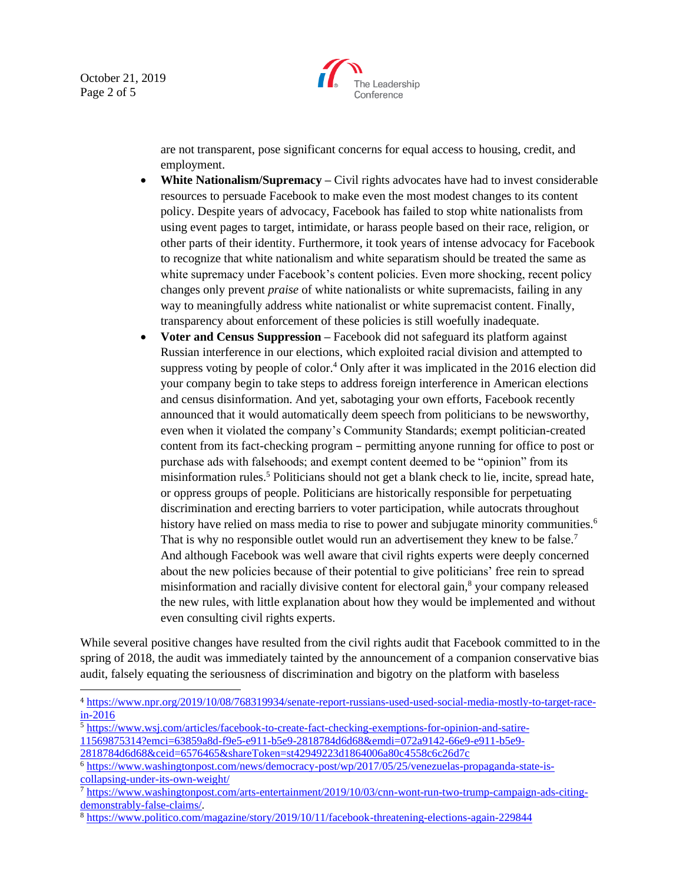are not transparent, pose significant concerns for equal access to housing, credit, and employment.

- **White Nationalism/Supremacy** – Civil rights advocates have had to invest considerable resources to persuade Facebook to make even the most modest changes to its content policy. Despite years of advocacy, Facebook has failed to stop white nationalists from using event pages to target, intimidate, or harass people based on their race, religion, or other parts of their identity. Furthermore, it took years of intense advocacy for Facebook to recognize that white nationalism and white separatism should be treated the same as white supremacy under Facebook's content policies. Even more shocking, recent policy changes only prevent *praise* of white nationalists or white supremacists, failing in any way to meaningfully address white nationalist or white supremacist content. Finally, transparency about enforcement of these policies is still woefully inadequate.
- **Voter and Census Suppression** – Facebook did not safeguard its platform against Russian interference in our elections, which exploited racial division and attempted to suppress voting by people of color.[4] Only after it was implicated in the 2016 election did your company begin to take steps to address foreign interference in American elections and census disinformation. And yet, sabotaging your own efforts, Facebook recently announced that it would automatically deem speech from politicians to be newsworthy, even when it violated the company's Community Standards; exempt politician-created content from its fact-checking program – permitting anyone running for office to post or purchase ads with falsehoods; and exempt content deemed to be "opinion" from its misinformation rules.[5] Politicians should not get a blank check to lie, incite, spread hate, or oppress groups of people. Politicians are historically responsible for perpetuating discrimination and erecting barriers to voter participation, while autocrats throughout history have relied on mass media to rise to power and subjugate minority communities.[6] That is why no responsible outlet would run an advertisement they knew to be false.[7] And although Facebook was well aware that civil rights experts were deeply concerned about the new policies because of their potential to give politicians' free rein to spread misinformation and racially divisive content for electoral gain,[8] your company released the new rules, with little explanation about how they would be implemented and without even consulting civil rights experts.

While several positive changes have resulted from the civil rights audit that Facebook committed to in the spring of 2018, the audit was immediately tainted by the announcement of a companion conservative bias audit, falsely equating the seriousness of discrimination and bigotry on the platform with baseless

---

[4] https://www.npr.org/2019/10/08/768319934/senate-report-russians-used-used-social-media-mostly-to-target-race-in-2016

[5] https://www.wsj.com/articles/facebook-to-create-fact-checking-exemptions-for-opinion-and-satire-11569875314?emci=63859a8d-f9e5-e911-b5e9-2818784d6d68&emdi=072a9142-66e9-e911-b5e9-2818784d6d68&ceid=6576465&shareToken=st42949223d1864006a80c4558c6c26d7c

[6] https://www.washingtonpost.com/news/democracy-post/wp/2017/05/25/venezuelas-propaganda-state-is-collapsing-under-its-own-weight/

[7] https://www.washingtonpost.com/arts-entertainment/2019/10/03/cnn-wont-run-two-trump-campaign-ads-citing-demonstrably-false-claims/.

[8] https://www.politico.com/magazine/story/2019/10/11/facebook-threatening-elections-again-229844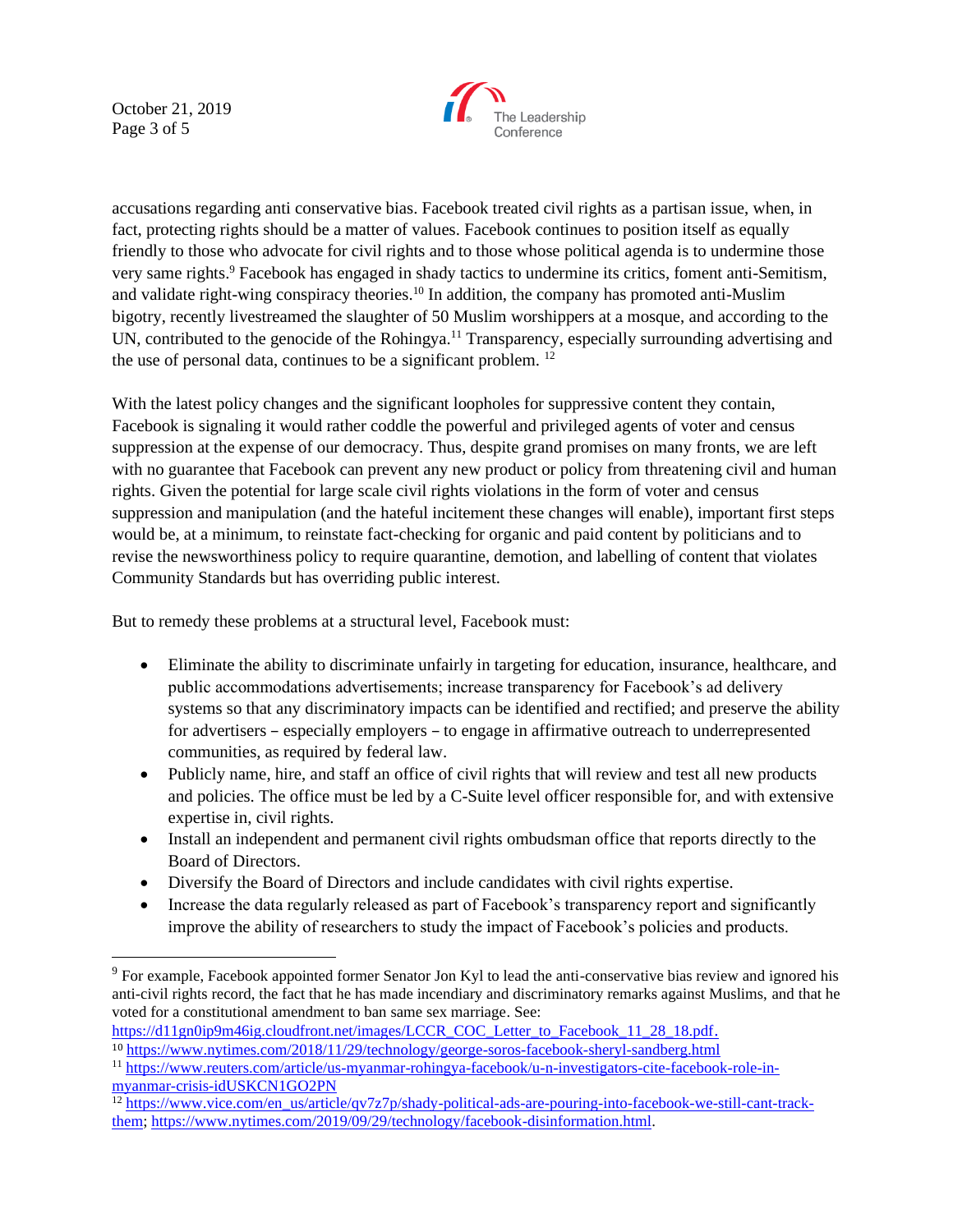accusations regarding anti conservative bias. Facebook treated civil rights as a partisan issue, when, in fact, protecting rights should be a matter of values. Facebook continues to position itself as equally friendly to those who advocate for civil rights and to those whose political agenda is to undermine those very same rights.[9] Facebook has engaged in shady tactics to undermine its critics, foment anti-Semitism, and validate right-wing conspiracy theories.[10] In addition, the company has promoted anti-Muslim bigotry, recently livestreamed the slaughter of 50 Muslim worshippers at a mosque, and according to the UN, contributed to the genocide of the Rohingya.[11] Transparency, especially surrounding advertising and the use of personal data, continues to be a significant problem. [12]

With the latest policy changes and the significant loopholes for suppressive content they contain, Facebook is signaling it would rather coddle the powerful and privileged agents of voter and census suppression at the expense of our democracy. Thus, despite grand promises on many fronts, we are left with no guarantee that Facebook can prevent any new product or policy from threatening civil and human rights. Given the potential for large scale civil rights violations in the form of voter and census suppression and manipulation (and the hateful incitement these changes will enable), important first steps would be, at a minimum, to reinstate fact-checking for organic and paid content by politicians and to revise the newsworthiness policy to require quarantine, demotion, and labelling of content that violates Community Standards but has overriding public interest.

But to remedy these problems at a structural level, Facebook must:

- Eliminate the ability to discriminate unfairly in targeting for education, insurance, healthcare, and public accommodations advertisements; increase transparency for Facebook's ad delivery systems so that any discriminatory impacts can be identified and rectified; and preserve the ability for advertisers – especially employers – to engage in affirmative outreach to underrepresented communities, as required by federal law.
- Publicly name, hire, and staff an office of civil rights that will review and test all new products and policies. The office must be led by a C-Suite level officer responsible for, and with extensive expertise in, civil rights.
- Install an independent and permanent civil rights ombudsman office that reports directly to the Board of Directors.
- Diversify the Board of Directors and include candidates with civil rights expertise.
- Increase the data regularly released as part of Facebook's transparency report and significantly improve the ability of researchers to study the impact of Facebook's policies and products.

---

[9] For example, Facebook appointed former Senator Jon Kyl to lead the anti-conservative bias review and ignored his anti-civil rights record, the fact that he has made incendiary and discriminatory remarks against Muslims, and that he voted for a constitutional amendment to ban same sex marriage. See: https://d11gn0ip9m46ig.cloudfront.net/images/LCCR_COC_Letter_to_Facebook_11_28_18.pdf.

[10] https://www.nytimes.com/2018/11/29/technology/george-soros-facebook-sheryl-sandberg.html

[11] https://www.reuters.com/article/us-myanmar-rohingya-facebook/u-n-investigators-cite-facebook-role-in-myanmar-crisis-idUSKCN1GO2PN

[12] https://www.vice.com/en_us/article/qv7z7p/shady-political-ads-are-pouring-into-facebook-we-still-cant-track-them; https://www.nytimes.com/2019/09/29/technology/facebook-disinformation.html.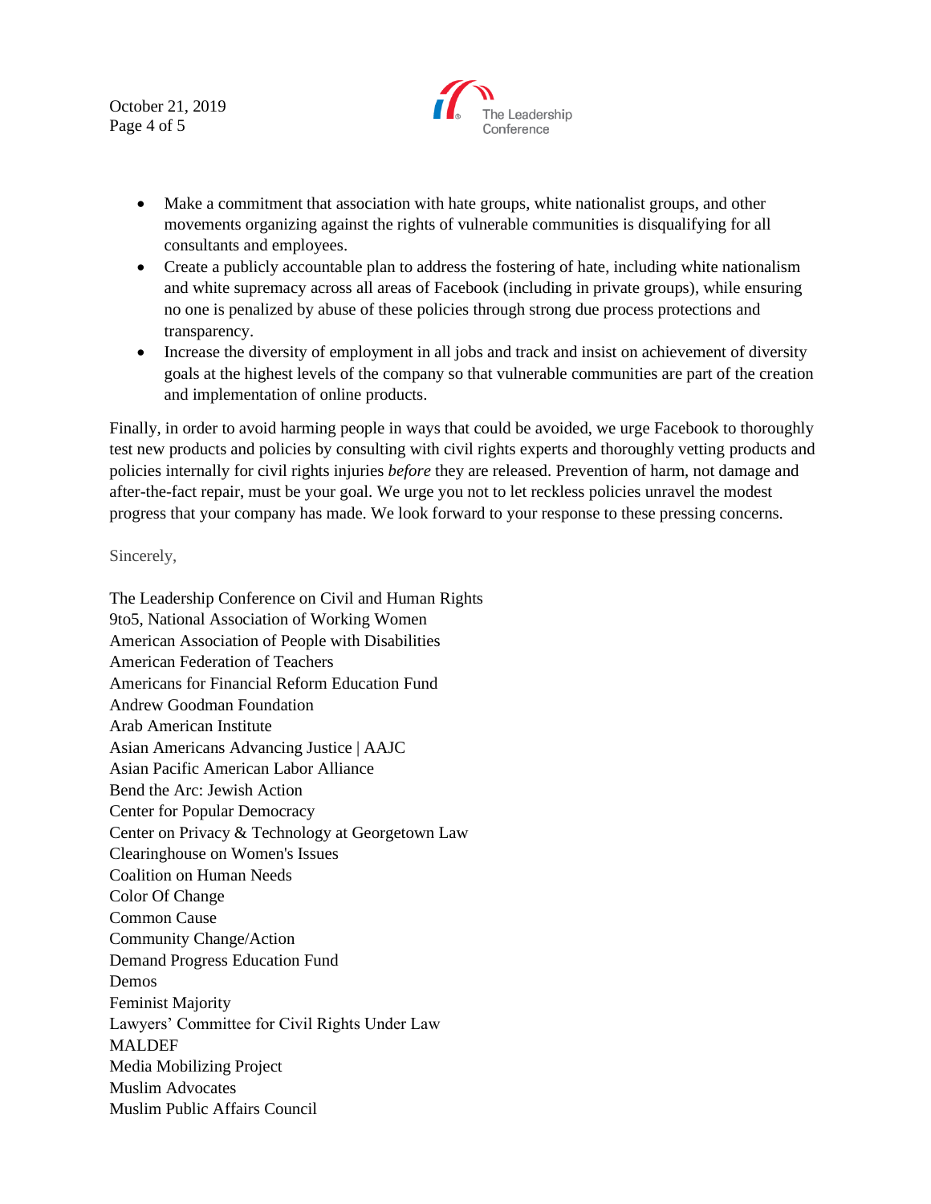- Make a commitment that association with hate groups, white nationalist groups, and other movements organizing against the rights of vulnerable communities is disqualifying for all consultants and employees.
- Create a publicly accountable plan to address the fostering of hate, including white nationalism and white supremacy across all areas of Facebook (including in private groups), while ensuring no one is penalized by abuse of these policies through strong due process protections and transparency.
- Increase the diversity of employment in all jobs and track and insist on achievement of diversity goals at the highest levels of the company so that vulnerable communities are part of the creation and implementation of online products.

Finally, in order to avoid harming people in ways that could be avoided, we urge Facebook to thoroughly test new products and policies by consulting with civil rights experts and thoroughly vetting products and policies internally for civil rights injuries *before* they are released. Prevention of harm, not damage and after-the-fact repair, must be your goal. We urge you not to let reckless policies unravel the modest progress that your company has made. We look forward to your response to these pressing concerns.

Sincerely,

The Leadership Conference on Civil and Human Rights
9to5, National Association of Working Women
American Association of People with Disabilities
American Federation of Teachers
Americans for Financial Reform Education Fund
Andrew Goodman Foundation
Arab American Institute
Asian Americans Advancing Justice | AAJC
Asian Pacific American Labor Alliance
Bend the Arc: Jewish Action
Center for Popular Democracy
Center on Privacy & Technology at Georgetown Law
Clearinghouse on Women's Issues
Coalition on Human Needs
Color Of Change
Common Cause
Community Change/Action
Demand Progress Education Fund
Demos
Feminist Majority
Lawyers' Committee for Civil Rights Under Law
MALDEF
Media Mobilizing Project
Muslim Advocates
Muslim Public Affairs Council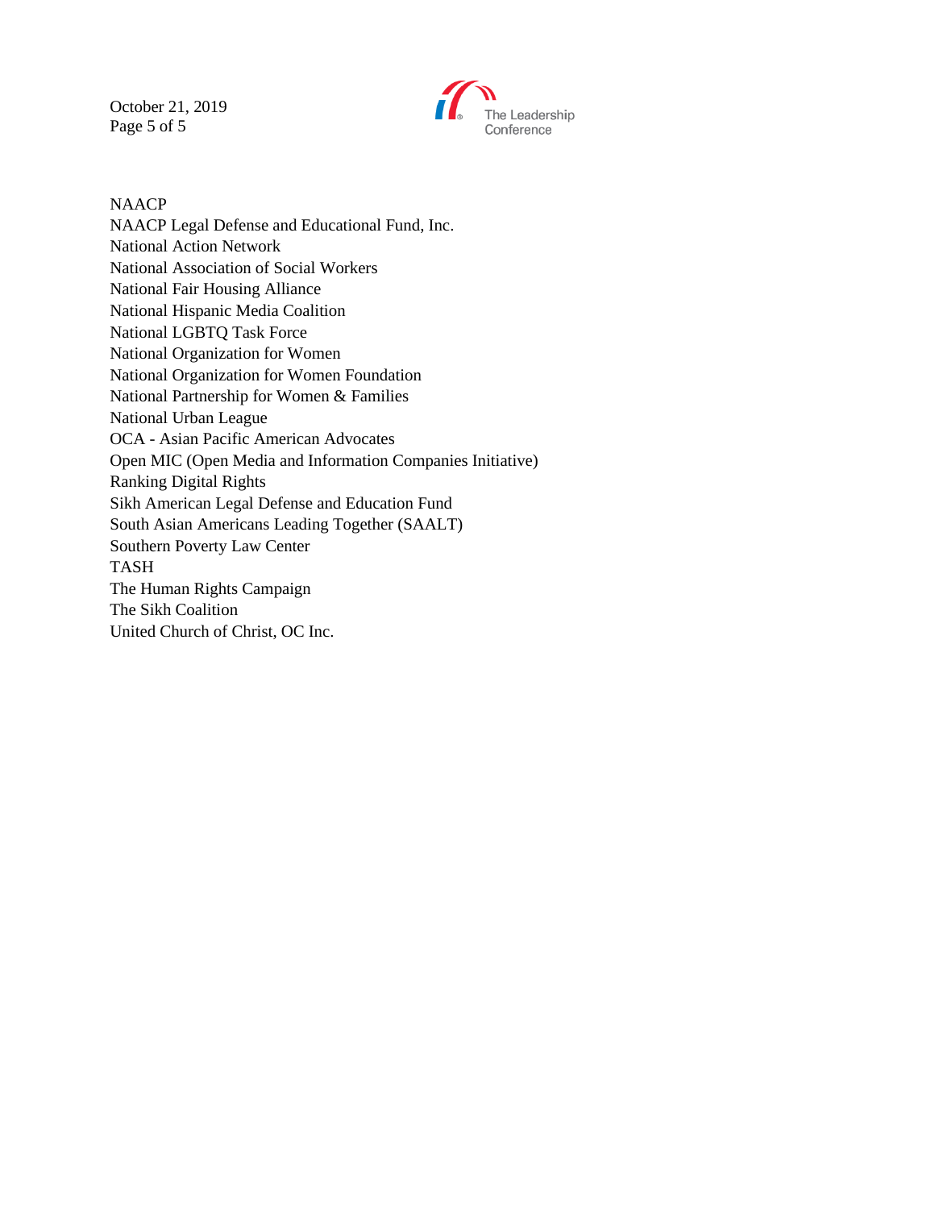NAACP
NAACP Legal Defense and Educational Fund, Inc.
National Action Network
National Association of Social Workers
National Fair Housing Alliance
National Hispanic Media Coalition
National LGBTQ Task Force
National Organization for Women
National Organization for Women Foundation
National Partnership for Women & Families
National Urban League
OCA - Asian Pacific American Advocates
Open MIC (Open Media and Information Companies Initiative)
Ranking Digital Rights
Sikh American Legal Defense and Education Fund
South Asian Americans Leading Together (SAALT)
Southern Poverty Law Center
TASH
The Human Rights Campaign
The Sikh Coalition
United Church of Christ, OC Inc.